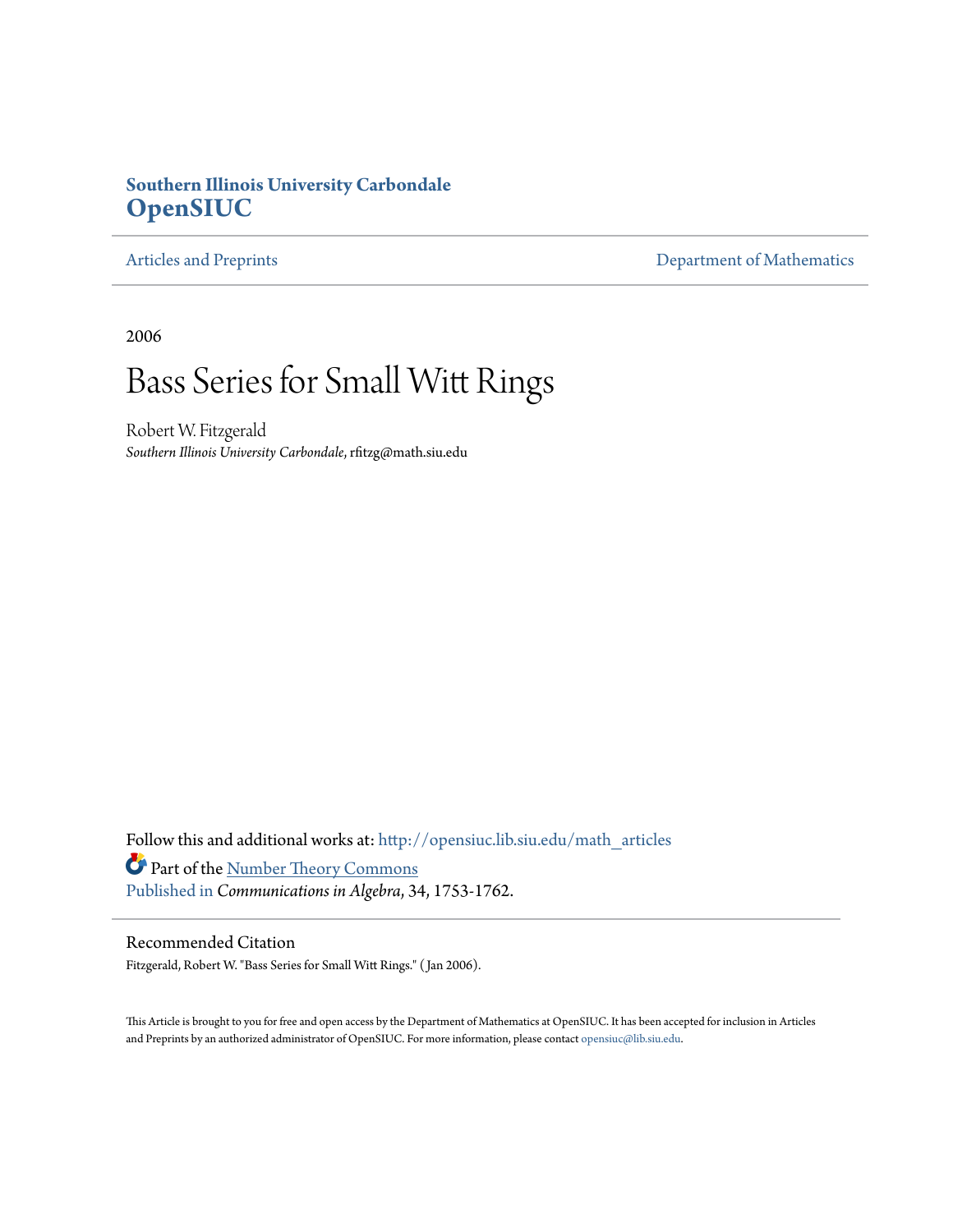**Southern Illinois University Carbondale**
**OpenSIUC**

Articles and Preprints | Department of Mathematics

2006

# Bass Series for Small Witt Rings

Robert W. Fitzgerald
*Southern Illinois University Carbondale*, rfitzg@math.siu.edu

Follow this and additional works at: http://opensiuc.lib.siu.edu/math_articles

Part of the Number Theory Commons

Published in *Communications in Algebra*, 34, 1753-1762.

## Recommended Citation

Fitzgerald, Robert W. "Bass Series for Small Witt Rings." (Jan 2006).

This Article is brought to you for free and open access by the Department of Mathematics at OpenSIUC. It has been accepted for inclusion in Articles and Preprints by an authorized administrator of OpenSIUC. For more information, please contact opensiuc@lib.siu.edu.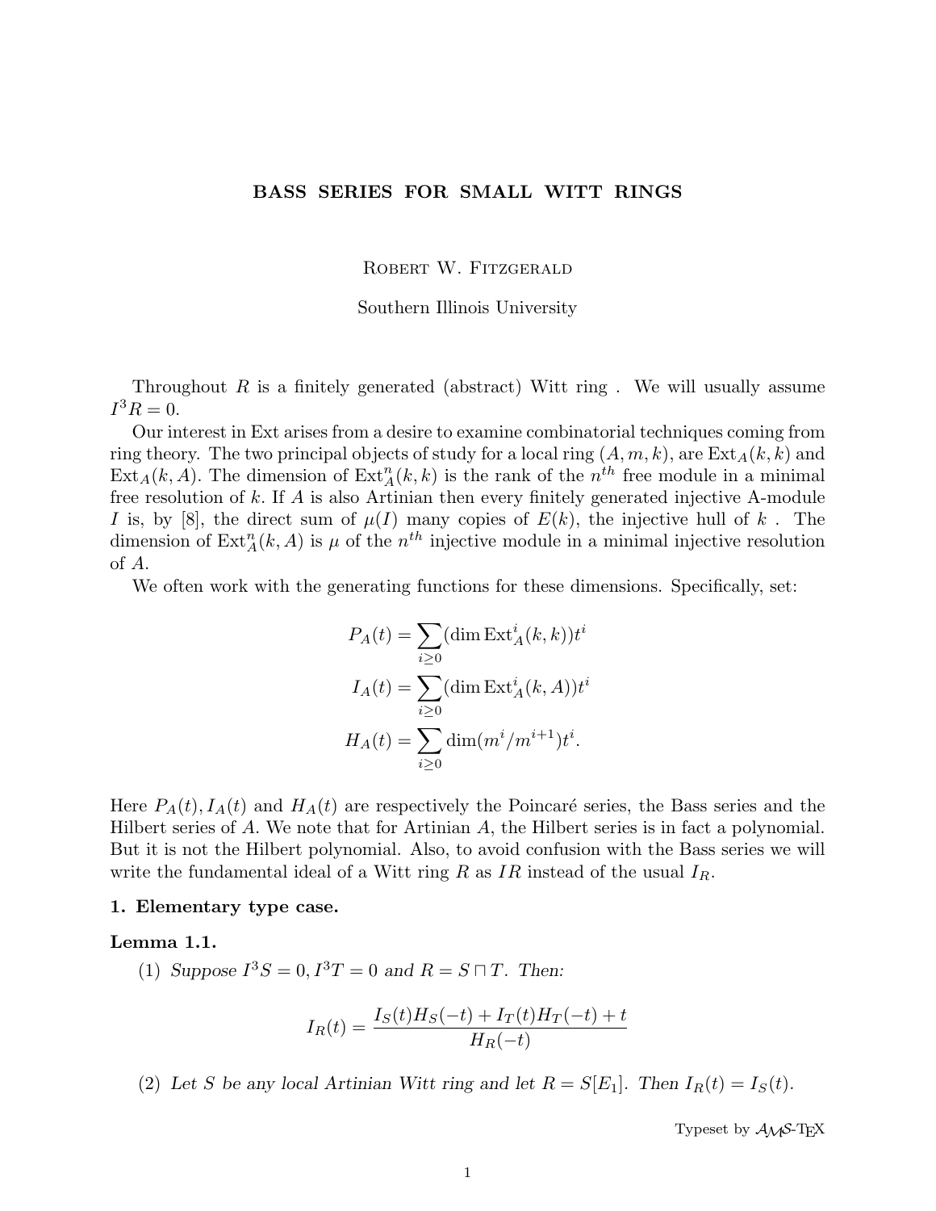**BASS SERIES FOR SMALL WITT RINGS**

Robert W. Fitzgerald

Southern Illinois University

Throughout $R$ is a finitely generated (abstract) Witt ring . We will usually assume $I^3R = 0$.

Our interest in Ext arises from a desire to examine combinatorial techniques coming from ring theory. The two principal objects of study for a local ring $(A, m, k)$, are $\text{Ext}_A(k, k)$ and $\text{Ext}_A(k, A)$. The dimension of $\text{Ext}^n_A(k, k)$ is the rank of the $n^{th}$ free module in a minimal free resolution of $k$. If $A$ is also Artinian then every finitely generated injective A-module $I$ is, by [8], the direct sum of $\mu(I)$ many copies of $E(k)$, the injective hull of $k$ . The dimension of $\text{Ext}^n_A(k, A)$ is $\mu$ of the $n^{th}$ injective module in a minimal injective resolution of $A$.

We often work with the generating functions for these dimensions. Specifically, set:

$$P_A(t) = \sum_{i \geq 0} (\dim \text{Ext}^i_A(k, k)) t^i$$

$$I_A(t) = \sum_{i \geq 0} (\dim \text{Ext}^i_A(k, A)) t^i$$

$$H_A(t) = \sum_{i \geq 0} \dim(m^i/m^{i+1}) t^i.$$

Here $P_A(t), I_A(t)$ and $H_A(t)$ are respectively the Poincaré series, the Bass series and the Hilbert series of $A$. We note that for Artinian $A$, the Hilbert series is in fact a polynomial. But it is not the Hilbert polynomial. Also, to avoid confusion with the Bass series we will write the fundamental ideal of a Witt ring $R$ as $IR$ instead of the usual $I_R$.

**1. Elementary type case.**

**Lemma 1.1.**

(1) *Suppose $I^3S = 0, I^3T = 0$ and $R = S \sqcap T$. Then:*

$$I_R(t) = \frac{I_S(t)H_S(-t) + I_T(t)H_T(-t) + t}{H_R(-t)}$$

(2) *Let $S$ be any local Artinian Witt ring and let $R = S[E_1]$. Then $I_R(t) = I_S(t)$.*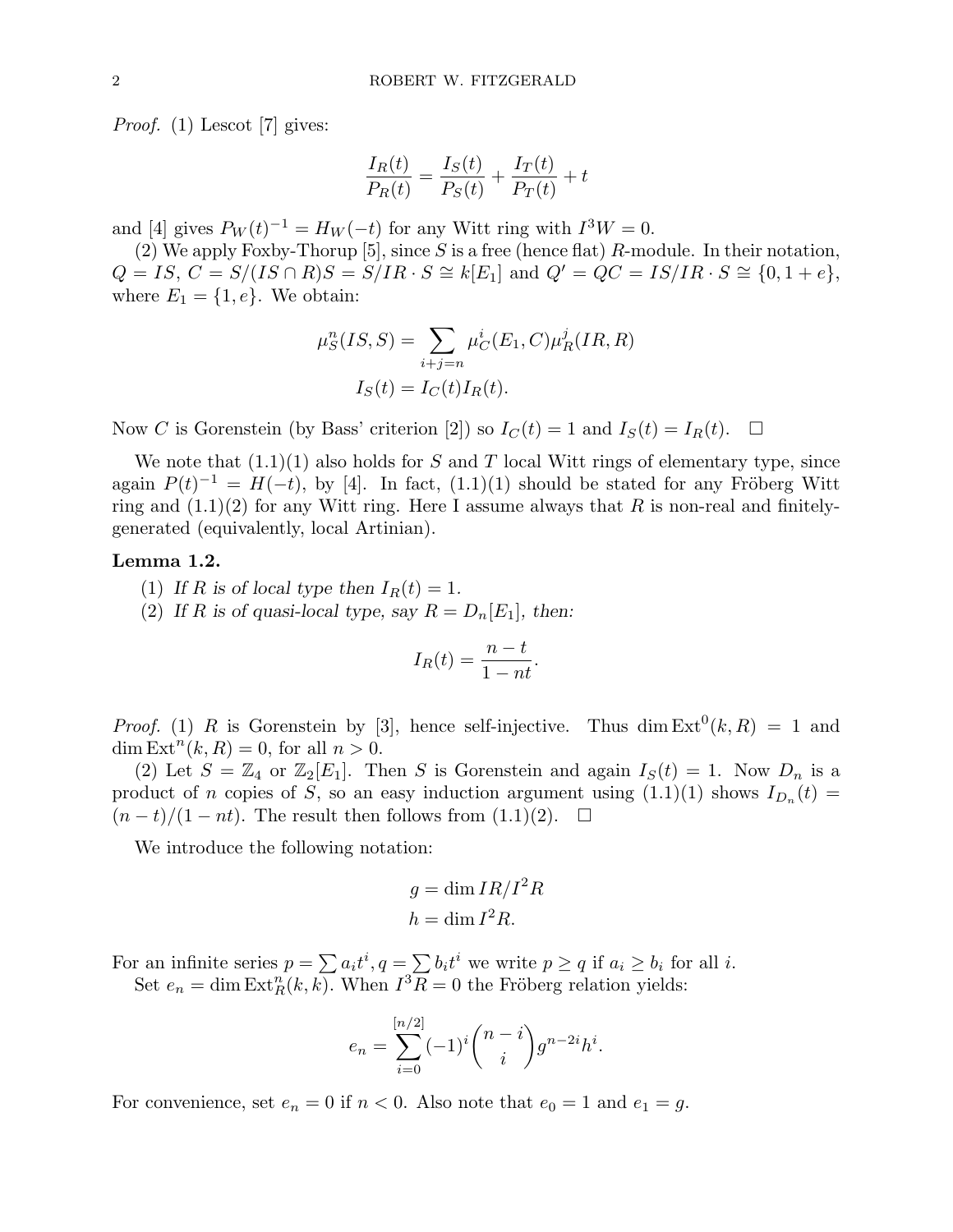*Proof.* (1) Lescot [7] gives:

$$\frac{I_R(t)}{P_R(t)} = \frac{I_S(t)}{P_S(t)} + \frac{I_T(t)}{P_T(t)} + t$$

and [4] gives $P_W(t)^{-1} = H_W(-t)$ for any Witt ring with $I^3W = 0$.

(2) We apply Foxby-Thorup [5], since $S$ is a free (hence flat) $R$-module. In their notation, $Q = IS$, $C = S/(IS \cap R)S = S/IR \cdot S \cong k[E_1]$ and $Q' = QC = IS/IR \cdot S \cong \{0, 1+e\}$, where $E_1 = \{1, e\}$. We obtain:

$$\mu_S^n(IS, S) = \sum_{i+j=n} \mu_C^i(E_1, C)\mu_R^j(IR, R)$$
$$I_S(t) = I_C(t)I_R(t).$$

Now $C$ is Gorenstein (by Bass' criterion [2]) so $I_C(t) = 1$ and $I_S(t) = I_R(t)$. □

We note that (1.1)(1) also holds for $S$ and $T$ local Witt rings of elementary type, since again $P(t)^{-1} = H(-t)$, by [4]. In fact, (1.1)(1) should be stated for any Fröberg Witt ring and (1.1)(2) for any Witt ring. Here I assume always that $R$ is non-real and finitely-generated (equivalently, local Artinian).

**Lemma 1.2.**

1. *If $R$ is of local type then $I_R(t) = 1$.*
2. *If $R$ is of quasi-local type, say $R = D_n[E_1]$, then:*

$$I_R(t) = \frac{n-t}{1-nt}.$$

*Proof.* (1) $R$ is Gorenstein by [3], hence self-injective. Thus $\dim \operatorname{Ext}^0(k, R) = 1$ and $\dim \operatorname{Ext}^n(k, R) = 0$, for all $n > 0$.

(2) Let $S = \mathbb{Z}_4$ or $\mathbb{Z}_2[E_1]$. Then $S$ is Gorenstein and again $I_S(t) = 1$. Now $D_n$ is a product of $n$ copies of $S$, so an easy induction argument using (1.1)(1) shows $I_{D_n}(t) = (n-t)/(1-nt)$. The result then follows from (1.1)(2). □

We introduce the following notation:

$$g = \dim IR/I^2R$$
$$h = \dim I^2R.$$

For an infinite series $p = \sum a_i t^i, q = \sum b_i t^i$ we write $p \geq q$ if $a_i \geq b_i$ for all $i$.

Set $e_n = \dim \operatorname{Ext}_R^n(k, k)$. When $I^3R = 0$ the Fröberg relation yields:

$$e_n = \sum_{i=0}^{[n/2]} (-1)^i \binom{n-i}{i} g^{n-2i}h^i.$$

For convenience, set $e_n = 0$ if $n < 0$. Also note that $e_0 = 1$ and $e_1 = g$.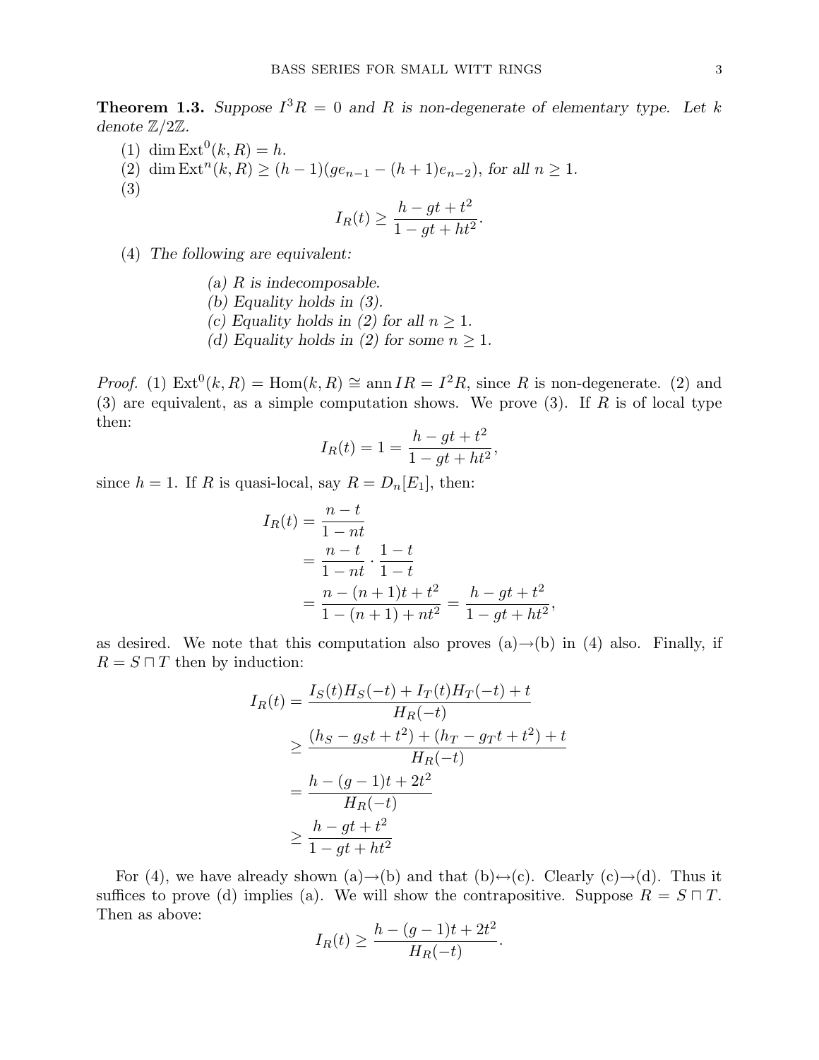**Theorem 1.3.** *Suppose $I^3R = 0$ and $R$ is non-degenerate of elementary type. Let $k$ denote $\mathbb{Z}/2\mathbb{Z}$.*

1. $\dim \operatorname{Ext}^0(k, R) = h$.
2. $\dim \operatorname{Ext}^n(k, R) \geq (h-1)(ge_{n-1} - (h+1)e_{n-2})$, *for all* $n \geq 1$.
3. $$I_R(t) \geq \frac{h - gt + t^2}{1 - gt + ht^2}.$$
4. *The following are equivalent:*

   *(a) $R$ is indecomposable.*
   *(b) Equality holds in (3).*
   *(c) Equality holds in (2) for all $n \geq 1$.*
   *(d) Equality holds in (2) for some $n \geq 1$.*

*Proof.* (1) $\operatorname{Ext}^0(k, R) = \operatorname{Hom}(k, R) \cong \operatorname{ann} IR = I^2R$, since $R$ is non-degenerate. (2) and (3) are equivalent, as a simple computation shows. We prove (3). If $R$ is of local type then:

$$I_R(t) = 1 = \frac{h - gt + t^2}{1 - gt + ht^2},$$

since $h = 1$. If $R$ is quasi-local, say $R = D_n[E_1]$, then:

$$\begin{aligned}
I_R(t) &= \frac{n - t}{1 - nt} \\
&= \frac{n - t}{1 - nt} \cdot \frac{1 - t}{1 - t} \\
&= \frac{n - (n+1)t + t^2}{1 - (n+1) + nt^2} = \frac{h - gt + t^2}{1 - gt + ht^2},
\end{aligned}$$

as desired. We note that this computation also proves (a)→(b) in (4) also. Finally, if $R = S \sqcap T$ then by induction:

$$\begin{aligned}
I_R(t) &= \frac{I_S(t)H_S(-t) + I_T(t)H_T(-t) + t}{H_R(-t)} \\
&\geq \frac{(h_S - g_S t + t^2) + (h_T - g_T t + t^2) + t}{H_R(-t)} \\
&= \frac{h - (g-1)t + 2t^2}{H_R(-t)} \\
&\geq \frac{h - gt + t^2}{1 - gt + ht^2}
\end{aligned}$$

For (4), we have already shown (a)→(b) and that (b)↔(c). Clearly (c)→(d). Thus it suffices to prove (d) implies (a). We will show the contrapositive. Suppose $R = S \sqcap T$. Then as above:

$$I_R(t) \geq \frac{h - (g-1)t + 2t^2}{H_R(-t)}.$$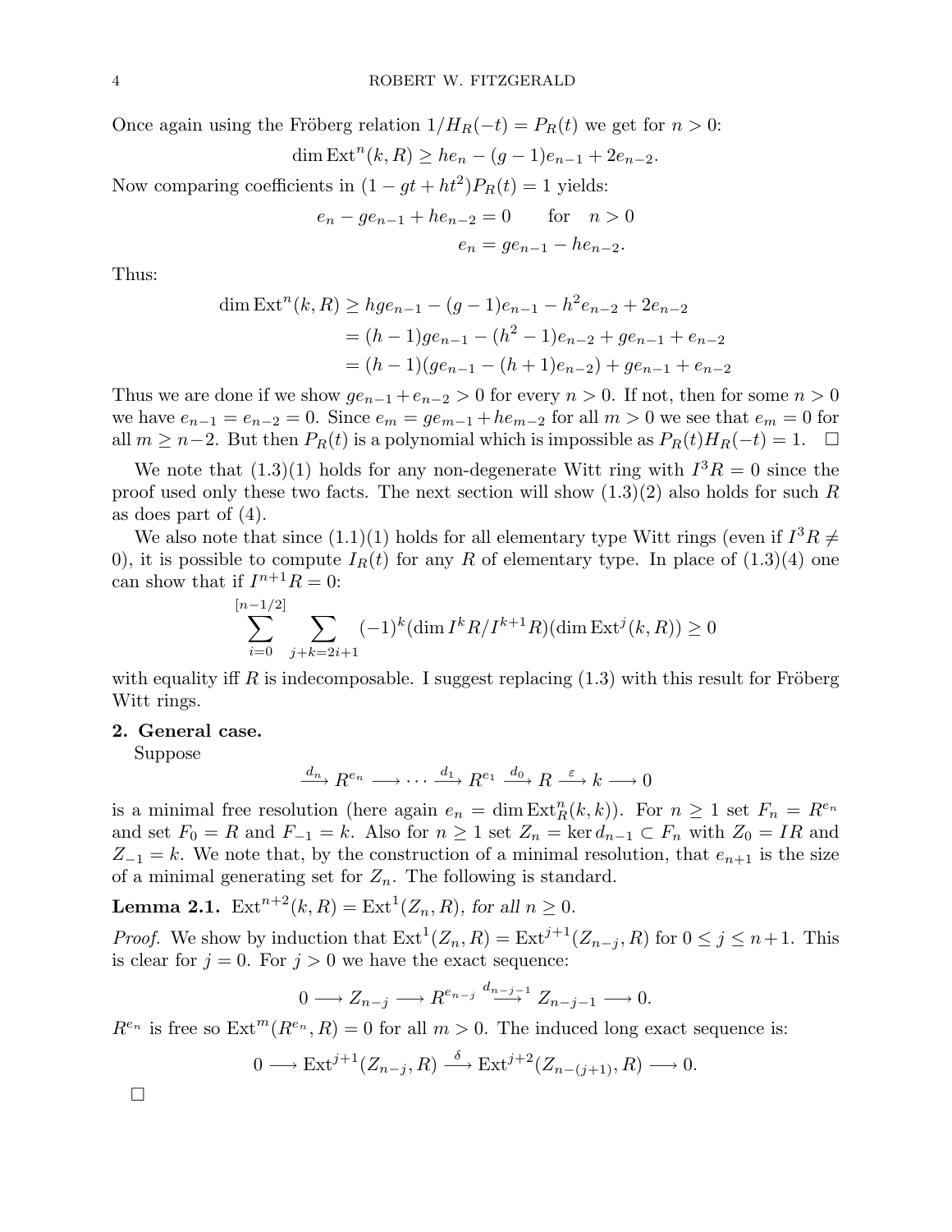Once again using the Fröberg relation $1/H_R(-t) = P_R(t)$ we get for $n > 0$:

$$\dim \operatorname{Ext}^n(k, R) \geq he_n - (g-1)e_{n-1} + 2e_{n-2}.$$

Now comparing coefficients in $(1 - gt + ht^2)P_R(t) = 1$ yields:

$$e_n - ge_{n-1} + he_{n-2} = 0 \qquad \text{for} \quad n > 0$$

$$e_n = ge_{n-1} - he_{n-2}.$$

Thus:

$$\begin{aligned}
\dim \operatorname{Ext}^n(k, R) &\geq hge_{n-1} - (g-1)e_{n-1} - h^2 e_{n-2} + 2e_{n-2} \\
&= (h-1)ge_{n-1} - (h^2 - 1)e_{n-2} + ge_{n-1} + e_{n-2} \\
&= (h-1)(ge_{n-1} - (h+1)e_{n-2}) + ge_{n-1} + e_{n-2}
\end{aligned}$$

Thus we are done if we show $ge_{n-1} + e_{n-2} > 0$ for every $n > 0$. If not, then for some $n > 0$ we have $e_{n-1} = e_{n-2} = 0$. Since $e_m = ge_{m-1} + he_{m-2}$ for all $m > 0$ we see that $e_m = 0$ for all $m \geq n-2$. But then $P_R(t)$ is a polynomial which is impossible as $P_R(t)H_R(-t) = 1$. $\square$

We note that (1.3)(1) holds for any non-degenerate Witt ring with $I^3R = 0$ since the proof used only these two facts. The next section will show (1.3)(2) also holds for such $R$ as does part of (4).

We also note that since (1.1)(1) holds for all elementary type Witt rings (even if $I^3R \neq 0$), it is possible to compute $I_R(t)$ for any $R$ of elementary type. In place of (1.3)(4) one can show that if $I^{n+1}R = 0$:

$$\sum_{i=0}^{[n-1/2]} \sum_{j+k=2i+1} (-1)^k (\dim I^k R / I^{k+1} R)(\dim \operatorname{Ext}^j(k, R)) \geq 0$$

with equality iff $R$ is indecomposable. I suggest replacing (1.3) with this result for Fröberg Witt rings.

## 2. General case.

Suppose

$$\xrightarrow{d_n} R^{e_n} \longrightarrow \cdots \xrightarrow{d_1} R^{e_1} \xrightarrow{d_0} R \xrightarrow{\varepsilon} k \longrightarrow 0$$

is a minimal free resolution (here again $e_n = \dim \operatorname{Ext}^n_R(k, k)$). For $n \geq 1$ set $F_n = R^{e_n}$ and set $F_0 = R$ and $F_{-1} = k$. Also for $n \geq 1$ set $Z_n = \ker d_{n-1} \subset F_n$ with $Z_0 = IR$ and $Z_{-1} = k$. We note that, by the construction of a minimal resolution, that $e_{n+1}$ is the size of a minimal generating set for $Z_n$. The following is standard.

**Lemma 2.1.** *$\operatorname{Ext}^{n+2}(k, R) = \operatorname{Ext}^1(Z_n, R)$, for all $n \geq 0$.*

*Proof.* We show by induction that $\operatorname{Ext}^1(Z_n, R) = \operatorname{Ext}^{j+1}(Z_{n-j}, R)$ for $0 \leq j \leq n+1$. This is clear for $j = 0$. For $j > 0$ we have the exact sequence:

$$0 \longrightarrow Z_{n-j} \longrightarrow R^{e_{n-j}} \xrightarrow{d_{n-j-1}} Z_{n-j-1} \longrightarrow 0.$$

$R^{e_n}$ is free so $\operatorname{Ext}^m(R^{e_n}, R) = 0$ for all $m > 0$. The induced long exact sequence is:

$$0 \longrightarrow \operatorname{Ext}^{j+1}(Z_{n-j}, R) \xrightarrow{\delta} \operatorname{Ext}^{j+2}(Z_{n-(j+1)}, R) \longrightarrow 0.$$

$\square$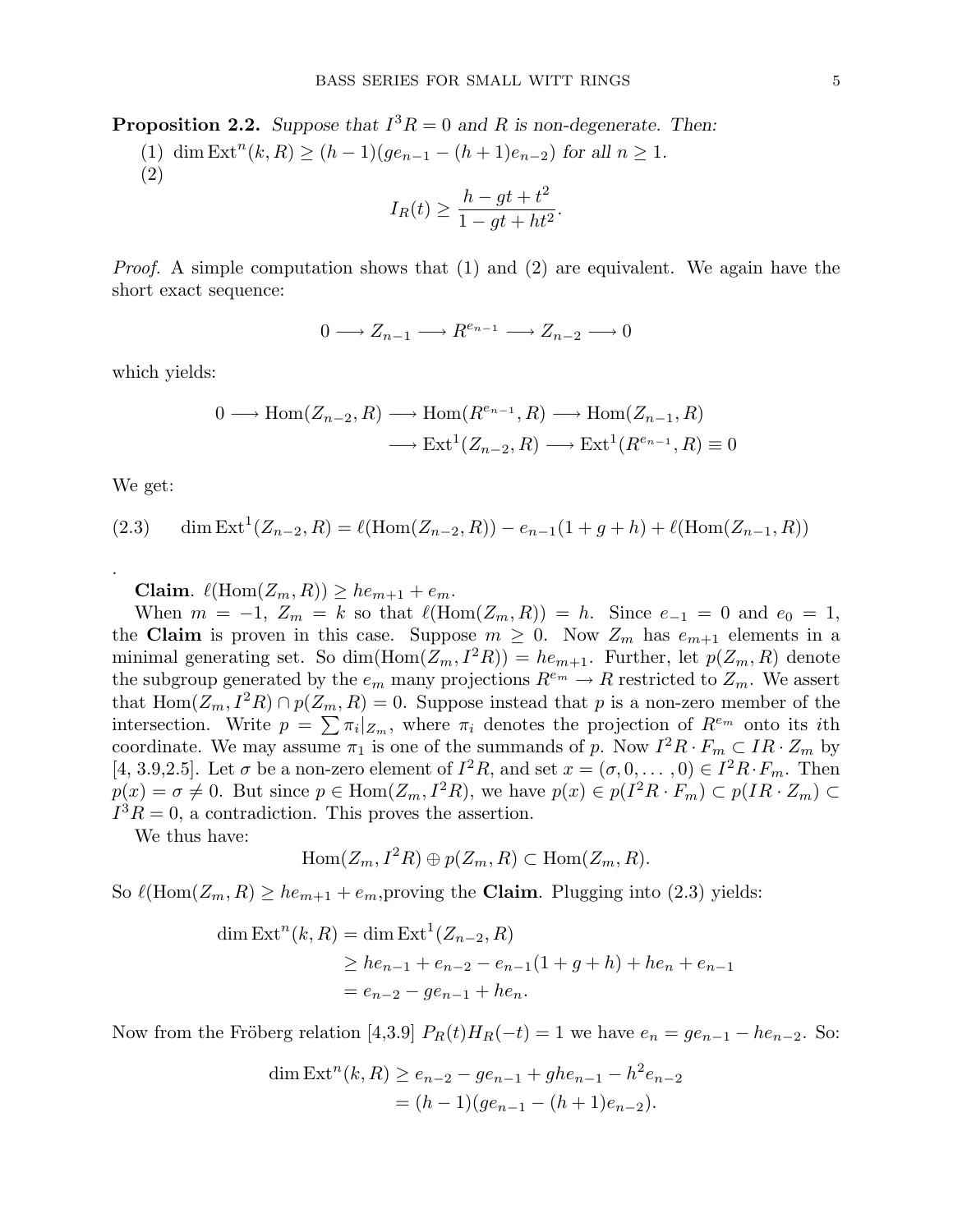**Proposition 2.2.** *Suppose that $I^3R = 0$ and $R$ is non-degenerate. Then:*

(1) $\dim \operatorname{Ext}^n(k, R) \geq (h-1)(ge_{n-1} - (h+1)e_{n-2})$ *for all $n \geq 1$.*

(2)

$$I_R(t) \geq \frac{h - gt + t^2}{1 - gt + ht^2}.$$

*Proof.* A simple computation shows that (1) and (2) are equivalent. We again have the short exact sequence:

$$0 \longrightarrow Z_{n-1} \longrightarrow R^{e_{n-1}} \longrightarrow Z_{n-2} \longrightarrow 0$$

which yields:

$$0 \longrightarrow \operatorname{Hom}(Z_{n-2}, R) \longrightarrow \operatorname{Hom}(R^{e_{n-1}}, R) \longrightarrow \operatorname{Hom}(Z_{n-1}, R)$$
$$\longrightarrow \operatorname{Ext}^1(Z_{n-2}, R) \longrightarrow \operatorname{Ext}^1(R^{e_{n-1}}, R) \equiv 0$$

We get:

$$\dim \operatorname{Ext}^1(Z_{n-2}, R) = \ell(\operatorname{Hom}(Z_{n-2}, R)) - e_{n-1}(1 + g + h) + \ell(\operatorname{Hom}(Z_{n-1}, R)) \tag{2.3}$$

.

**Claim**. $\ell(\operatorname{Hom}(Z_m, R)) \geq he_{m+1} + e_m$.

When $m = -1$, $Z_m = k$ so that $\ell(\operatorname{Hom}(Z_m, R)) = h$. Since $e_{-1} = 0$ and $e_0 = 1$, the **Claim** is proven in this case. Suppose $m \geq 0$. Now $Z_m$ has $e_{m+1}$ elements in a minimal generating set. So $\dim(\operatorname{Hom}(Z_m, I^2R)) = he_{m+1}$. Further, let $p(Z_m, R)$ denote the subgroup generated by the $e_m$ many projections $R^{e_m} \to R$ restricted to $Z_m$. We assert that $\operatorname{Hom}(Z_m, I^2R) \cap p(Z_m, R) = 0$. Suppose instead that $p$ is a non-zero member of the intersection. Write $p = \sum \pi_i|_{Z_m}$, where $\pi_i$ denotes the projection of $R^{e_m}$ onto its $i$th coordinate. We may assume $\pi_1$ is one of the summands of $p$. Now $I^2R \cdot F_m \subset IR \cdot Z_m$ by [4, 3.9,2.5]. Let $\sigma$ be a non-zero element of $I^2R$, and set $x = (\sigma, 0, \ldots, 0) \in I^2R \cdot F_m$. Then $p(x) = \sigma \neq 0$. But since $p \in \operatorname{Hom}(Z_m, I^2R)$, we have $p(x) \in p(I^2R \cdot F_m) \subset p(IR \cdot Z_m) \subset I^3R = 0$, a contradiction. This proves the assertion.

We thus have:

$$\operatorname{Hom}(Z_m, I^2R) \oplus p(Z_m, R) \subset \operatorname{Hom}(Z_m, R).$$

So $\ell(\operatorname{Hom}(Z_m, R) \geq he_{m+1} + e_m$,proving the **Claim**. Plugging into (2.3) yields:

$$\begin{aligned}
\dim \operatorname{Ext}^n(k, R) &= \dim \operatorname{Ext}^1(Z_{n-2}, R) \\
&\geq he_{n-1} + e_{n-2} - e_{n-1}(1 + g + h) + he_n + e_{n-1} \\
&= e_{n-2} - ge_{n-1} + he_n.
\end{aligned}$$

Now from the Fröberg relation [4,3.9] $P_R(t)H_R(-t) = 1$ we have $e_n = ge_{n-1} - he_{n-2}$. So:

$$\begin{aligned}
\dim \operatorname{Ext}^n(k, R) &\geq e_{n-2} - ge_{n-1} + ghe_{n-1} - h^2e_{n-2} \\
&= (h-1)(ge_{n-1} - (h+1)e_{n-2}).
\end{aligned}$$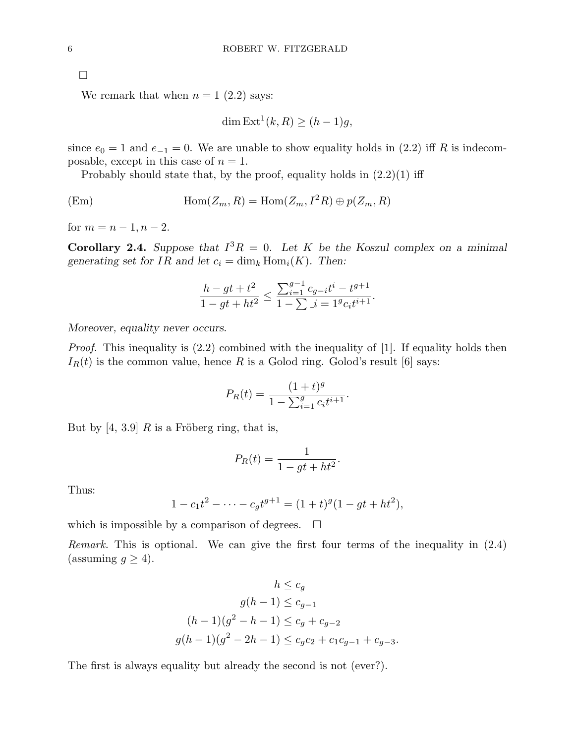□

We remark that when $n = 1$ (2.2) says:

$$\dim \operatorname{Ext}^1(k, R) \geq (h-1)g,$$

since $e_0 = 1$ and $e_{-1} = 0$. We are unable to show equality holds in (2.2) iff $R$ is indecomposable, except in this case of $n = 1$.

Probably should state that, by the proof, equality holds in (2.2)(1) iff

$$\text{(Em)} \qquad \operatorname{Hom}(Z_m, R) = \operatorname{Hom}(Z_m, I^2R) \oplus p(Z_m, R)$$

for $m = n-1, n-2$.

**Corollary 2.4.** *Suppose that $I^3R = 0$. Let $K$ be the Koszul complex on a minimal generating set for $IR$ and let $c_i = \dim_k \operatorname{Hom}_i(K)$. Then:*

$$\frac{h - gt + t^2}{1 - gt + ht^2} \leq \frac{\sum_{i=1}^{g-1} c_{g-i}t^i - t^{g+1}}{1 - \sum\_i = 1^g c_i t^{i+1}}.$$

*Moreover, equality never occurs.*

*Proof.* This inequality is (2.2) combined with the inequality of [1]. If equality holds then $I_R(t)$ is the common value, hence $R$ is a Golod ring. Golod's result [6] says:

$$P_R(t) = \frac{(1+t)^g}{1 - \sum_{i=1}^g c_i t^{i+1}}.$$

But by [4, 3.9] $R$ is a Fröberg ring, that is,

$$P_R(t) = \frac{1}{1 - gt + ht^2}.$$

Thus:

$$1 - c_1t^2 - \cdots - c_g t^{g+1} = (1+t)^g(1 - gt + ht^2),$$

which is impossible by a comparison of degrees. □

*Remark.* This is optional. We can give the first four terms of the inequality in (2.4) (assuming $g \geq 4$).

$$\begin{aligned}
h &\leq c_g \\
g(h-1) &\leq c_{g-1} \\
(h-1)(g^2 - h - 1) &\leq c_g + c_{g-2} \\
g(h-1)(g^2 - 2h - 1) &\leq c_g c_2 + c_1 c_{g-1} + c_{g-3}.
\end{aligned}$$

The first is always equality but already the second is not (ever?).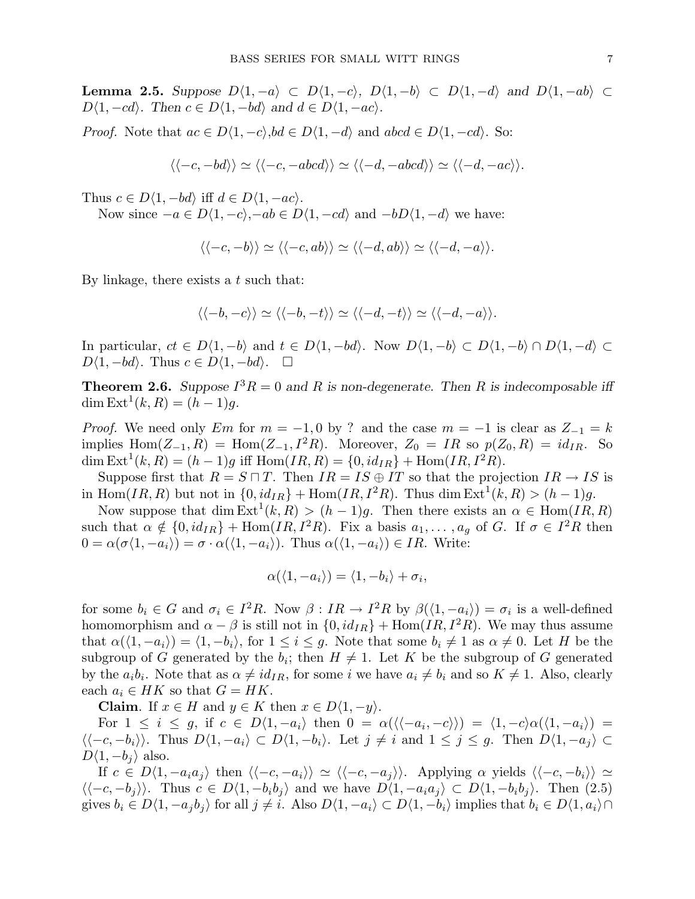**Lemma 2.5.** *Suppose $D\langle 1,-a\rangle \subset D\langle 1,-c\rangle$, $D\langle 1,-b\rangle \subset D\langle 1,-d\rangle$ and $D\langle 1,-ab\rangle \subset D\langle 1,-cd\rangle$. Then $c \in D\langle 1,-bd\rangle$ and $d \in D\langle 1,-ac\rangle$.*

*Proof.* Note that $ac \in D\langle 1,-c\rangle$,$bd \in D\langle 1,-d\rangle$ and $abcd \in D\langle 1,-cd\rangle$. So:

$$\langle\langle -c,-bd\rangle\rangle \simeq \langle\langle -c,-abcd\rangle\rangle \simeq \langle\langle -d,-abcd\rangle\rangle \simeq \langle\langle -d,-ac\rangle\rangle.$$

Thus $c \in D\langle 1,-bd\rangle$ iff $d \in D\langle 1,-ac\rangle$.

Now since $-a \in D\langle 1,-c\rangle$,$-ab \in D\langle 1,-cd\rangle$ and $-bD\langle 1,-d\rangle$ we have:

$$\langle\langle -c,-b\rangle\rangle \simeq \langle\langle -c,ab\rangle\rangle \simeq \langle\langle -d,ab\rangle\rangle \simeq \langle\langle -d,-a\rangle\rangle.$$

By linkage, there exists a $t$ such that:

$$\langle\langle -b,-c\rangle\rangle \simeq \langle\langle -b,-t\rangle\rangle \simeq \langle\langle -d,-t\rangle\rangle \simeq \langle\langle -d,-a\rangle\rangle.$$

In particular, $ct \in D\langle 1,-b\rangle$ and $t \in D\langle 1,-bd\rangle$. Now $D\langle 1,-b\rangle \subset D\langle 1,-b\rangle \cap D\langle 1,-d\rangle \subset D\langle 1,-bd\rangle$. Thus $c \in D\langle 1,-bd\rangle$. $\square$

**Theorem 2.6.** *Suppose $I^3R = 0$ and $R$ is non-degenerate. Then $R$ is indecomposable iff $\dim \mathrm{Ext}^1(k,R) = (h-1)g$.*

*Proof.* We need only $Em$ for $m = -1, 0$ by ? and the case $m = -1$ is clear as $Z_{-1} = k$ implies $\mathrm{Hom}(Z_{-1},R) = \mathrm{Hom}(Z_{-1},I^2R)$. Moreover, $Z_0 = IR$ so $p(Z_0,R) = id_{IR}$. So $\dim \mathrm{Ext}^1(k,R) = (h-1)g$ iff $\mathrm{Hom}(IR,R) = \{0, id_{IR}\} + \mathrm{Hom}(IR,I^2R)$.

Suppose first that $R = S \sqcap T$. Then $IR = IS \oplus IT$ so that the projection $IR \to IS$ is in $\mathrm{Hom}(IR,R)$ but not in $\{0, id_{IR}\} + \mathrm{Hom}(IR,I^2R)$. Thus $\dim \mathrm{Ext}^1(k,R) > (h-1)g$.

Now suppose that $\dim \mathrm{Ext}^1(k,R) > (h-1)g$. Then there exists an $\alpha \in \mathrm{Hom}(IR,R)$ such that $\alpha \notin \{0, id_{IR}\} + \mathrm{Hom}(IR,I^2R)$. Fix a basis $a_1, \ldots, a_g$ of $G$. If $\sigma \in I^2R$ then $0 = \alpha(\sigma\langle 1,-a_i\rangle) = \sigma \cdot \alpha(\langle 1,-a_i\rangle)$. Thus $\alpha(\langle 1,-a_i\rangle) \in IR$. Write:

$$\alpha(\langle 1,-a_i\rangle) = \langle 1,-b_i\rangle + \sigma_i,$$

for some $b_i \in G$ and $\sigma_i \in I^2R$. Now $\beta : IR \to I^2R$ by $\beta(\langle 1,-a_i\rangle) = \sigma_i$ is a well-defined homomorphism and $\alpha - \beta$ is still not in $\{0, id_{IR}\} + \mathrm{Hom}(IR,I^2R)$. We may thus assume that $\alpha(\langle 1,-a_i\rangle) = \langle 1,-b_i\rangle$, for $1 \leq i \leq g$. Note that some $b_i \neq 1$ as $\alpha \neq 0$. Let $H$ be the subgroup of $G$ generated by the $b_i$; then $H \neq 1$. Let $K$ be the subgroup of $G$ generated by the $a_ib_i$. Note that as $\alpha \neq id_{IR}$, for some $i$ we have $a_i \neq b_i$ and so $K \neq 1$. Also, clearly each $a_i \in HK$ so that $G = HK$.

**Claim**. If $x \in H$ and $y \in K$ then $x \in D\langle 1,-y\rangle$.

For $1 \leq i \leq g$, if $c \in D\langle 1,-a_i\rangle$ then $0 = \alpha(\langle\langle -a_i,-c\rangle\rangle) = \langle 1,-c\rangle\alpha(\langle 1,-a_i\rangle) = \langle\langle -c,-b_i\rangle\rangle$. Thus $D\langle 1,-a_i\rangle \subset D\langle 1,-b_i\rangle$. Let $j \neq i$ and $1 \leq j \leq g$. Then $D\langle 1,-a_j\rangle \subset D\langle 1,-b_j\rangle$ also.

If $c \in D\langle 1,-a_ia_j\rangle$ then $\langle\langle -c,-a_i\rangle\rangle \simeq \langle\langle -c,-a_j\rangle\rangle$. Applying $\alpha$ yields $\langle\langle -c,-b_i\rangle\rangle \simeq \langle\langle -c,-b_j\rangle\rangle$. Thus $c \in D\langle 1,-b_ib_j\rangle$ and we have $D\langle 1,-a_ia_j\rangle \subset D\langle 1,-b_ib_j\rangle$. Then (2.5) gives $b_i \in D\langle 1,-a_jb_j\rangle$ for all $j \neq i$. Also $D\langle 1,-a_i\rangle \subset D\langle 1,-b_i\rangle$ implies that $b_i \in D\langle 1,a_i\rangle \cap$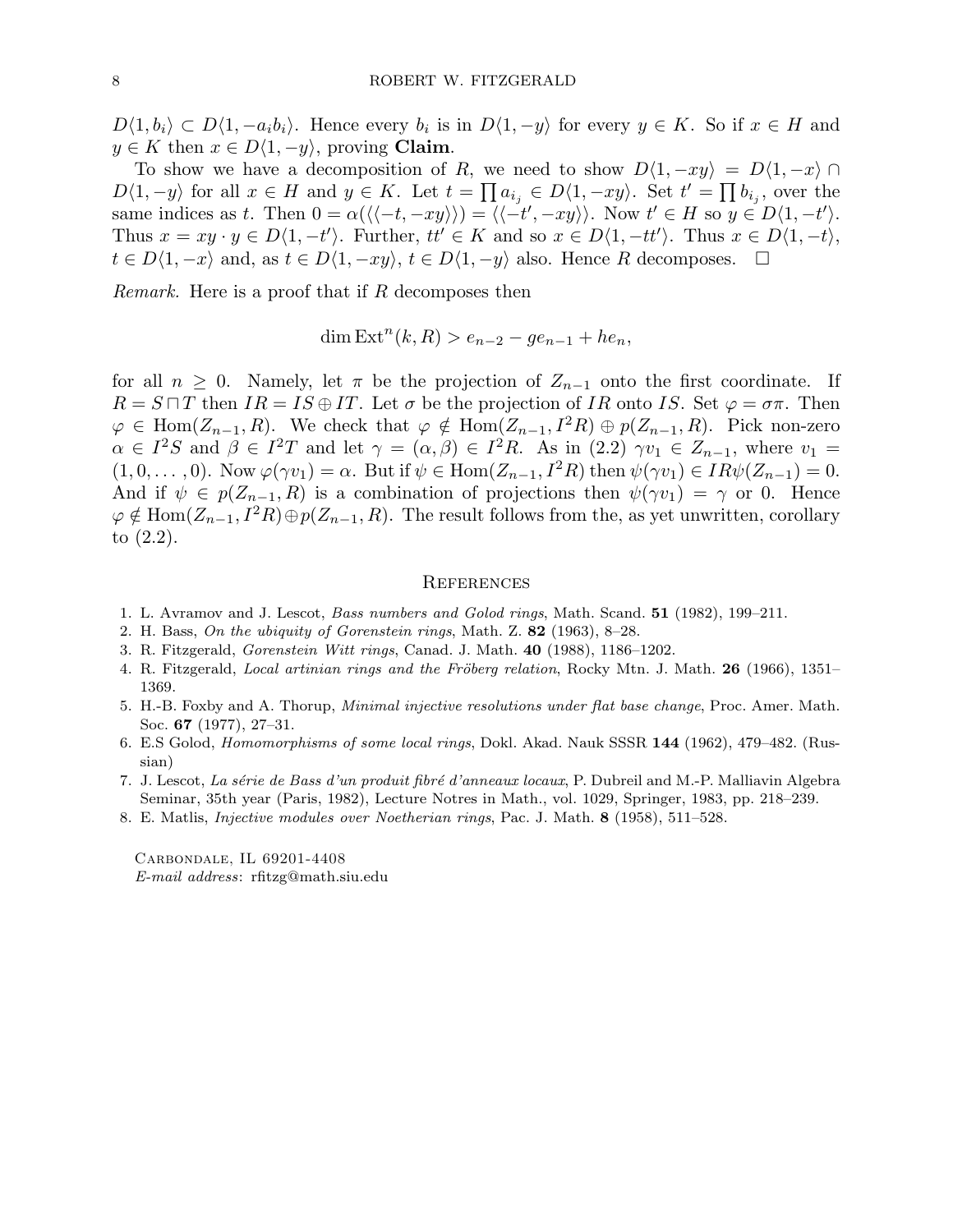$D\langle 1, b_i\rangle \subset D\langle 1, -a_ib_i\rangle$. Hence every $b_i$ is in $D\langle 1, -y\rangle$ for every $y \in K$. So if $x \in H$ and $y \in K$ then $x \in D\langle 1, -y\rangle$, proving **Claim**.

To show we have a decomposition of $R$, we need to show $D\langle 1, -xy\rangle = D\langle 1, -x\rangle \cap D\langle 1, -y\rangle$ for all $x \in H$ and $y \in K$. Let $t = \prod a_{i_j} \in D\langle 1, -xy\rangle$. Set $t' = \prod b_{i_j}$, over the same indices as $t$. Then $0 = \alpha(\langle\langle -t, -xy\rangle\rangle) = \langle\langle -t', -xy\rangle\rangle$. Now $t' \in H$ so $y \in D\langle 1, -t'\rangle$. Thus $x = xy \cdot y \in D\langle 1, -t'\rangle$. Further, $tt' \in K$ and so $x \in D\langle 1, -tt'\rangle$. Thus $x \in D\langle 1, -t\rangle$, $t \in D\langle 1, -x\rangle$ and, as $t \in D\langle 1, -xy\rangle$, $t \in D\langle 1, -y\rangle$ also. Hence $R$ decomposes. $\square$

*Remark.* Here is a proof that if $R$ decomposes then

$$\dim \operatorname{Ext}^n(k, R) > e_{n-2} - ge_{n-1} + he_n,$$

for all $n \geq 0$. Namely, let $\pi$ be the projection of $Z_{n-1}$ onto the first coordinate. If $R = S \sqcap T$ then $IR = IS \oplus IT$. Let $\sigma$ be the projection of $IR$ onto $IS$. Set $\varphi = \sigma\pi$. Then $\varphi \in \operatorname{Hom}(Z_{n-1}, R)$. We check that $\varphi \notin \operatorname{Hom}(Z_{n-1}, I^2R) \oplus p(Z_{n-1}, R)$. Pick non-zero $\alpha \in I^2S$ and $\beta \in I^2T$ and let $\gamma = (\alpha, \beta) \in I^2R$. As in (2.2) $\gamma v_1 \in Z_{n-1}$, where $v_1 = (1, 0, \ldots, 0)$. Now $\varphi(\gamma v_1) = \alpha$. But if $\psi \in \operatorname{Hom}(Z_{n-1}, I^2R)$ then $\psi(\gamma v_1) \in IR\psi(Z_{n-1}) = 0$. And if $\psi \in p(Z_{n-1}, R)$ is a combination of projections then $\psi(\gamma v_1) = \gamma$ or 0. Hence $\varphi \notin \operatorname{Hom}(Z_{n-1}, I^2R) \oplus p(Z_{n-1}, R)$. The result follows from the, as yet unwritten, corollary to (2.2).

## References

1. L. Avramov and J. Lescot, *Bass numbers and Golod rings*, Math. Scand. **51** (1982), 199–211.
2. H. Bass, *On the ubiquity of Gorenstein rings*, Math. Z. **82** (1963), 8–28.
3. R. Fitzgerald, *Gorenstein Witt rings*, Canad. J. Math. **40** (1988), 1186–1202.
4. R. Fitzgerald, *Local artinian rings and the Fröberg relation*, Rocky Mtn. J. Math. **26** (1966), 1351–1369.
5. H.-B. Foxby and A. Thorup, *Minimal injective resolutions under flat base change*, Proc. Amer. Math. Soc. **67** (1977), 27–31.
6. E.S Golod, *Homomorphisms of some local rings*, Dokl. Akad. Nauk SSSR **144** (1962), 479–482. (Russian)
7. J. Lescot, *La série de Bass d'un produit fibré d'anneaux locaux*, P. Dubreil and M.-P. Malliavin Algebra Seminar, 35th year (Paris, 1982), Lecture Notres in Math., vol. 1029, Springer, 1983, pp. 218–239.
8. E. Matlis, *Injective modules over Noetherian rings*, Pac. J. Math. **8** (1958), 511–528.

Carbondale, IL 69201-4408
*E-mail address*: rfitzg@math.siu.edu